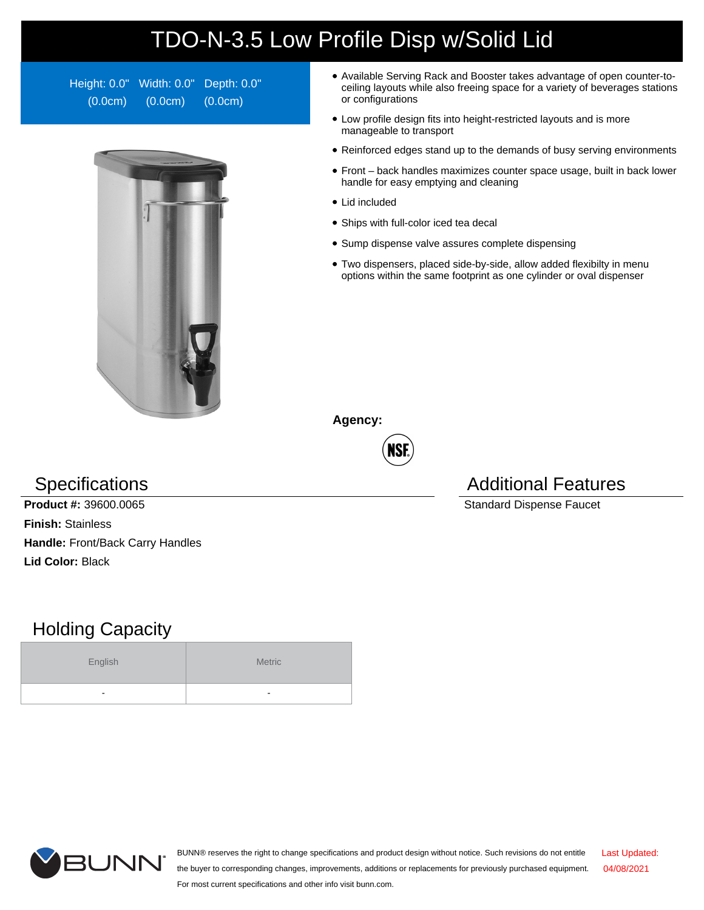# TDO-N-3.5 Low Profile Disp w/Solid Lid

Height: 0.0" (0.0cm) Width: 0.0" (0.0cm) Depth: 0.0" (0.0cm)

- Available Serving Rack and Booster takes advantage of open counter-to-ceiling layouts while also freeing space for a variety of beverages stations or configurations
- Low profile design fits into height-restricted layouts and is more manageable to transport
- Reinforced edges stand up to the demands of busy serving environments
- Front – back handles maximizes counter space usage, built in back lower handle for easy emptying and cleaning
- Lid included
- Ships with full-color iced tea decal
- Sump dispense valve assures complete dispensing
- Two dispensers, placed side-by-side, allow added flexibilty in menu options within the same footprint as one cylinder or oval dispenser

**Agency:**

NSF

## Specifications

**Product #:** 39600.0065

**Finish:** Stainless

**Handle:** Front/Back Carry Handles

**Lid Color:** Black

## Additional Features

Standard Dispense Faucet

## Holding Capacity

| English | Metric |
|---|---|
| - | - |

BUNN® reserves the right to change specifications and product design without notice. Such revisions do not entitle the buyer to corresponding changes, improvements, additions or replacements for previously purchased equipment. For most current specifications and other info visit bunn.com.

Last Updated: 04/08/2021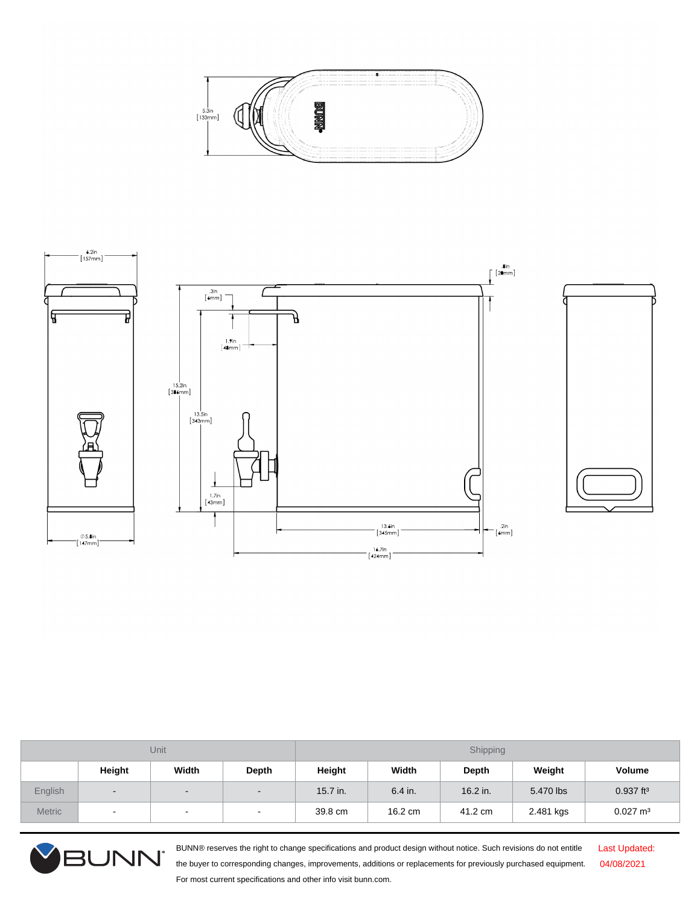5.3in
[133mm]

6.2in
[157mm]

.8in
[20mm]

.3in
[6mm]

1.9in
[48mm]

15.2in
[386mm]

13.5in
[343mm]

1.7in
[43mm]

⌀5.8in
[147mm]

13.6in
[345mm]

.2in
[6mm]

16.7in
[424mm]

| Unit | | | | Shipping | | | | |
|---|---|---|---|---|---|---|---|---|
| | Height | Width | Depth | Height | Width | Depth | Weight | Volume |
| English | - | - | - | 15.7 in. | 6.4 in. | 16.2 in. | 5.470 lbs | 0.937 ft³ |
| Metric | - | - | - | 39.8 cm | 16.2 cm | 41.2 cm | 2.481 kgs | 0.027 m³ |

BUNN® reserves the right to change specifications and product design without notice. Such revisions do not entitle the buyer to corresponding changes, improvements, additions or replacements for previously purchased equipment. For most current specifications and other info visit bunn.com.

Last Updated: 04/08/2021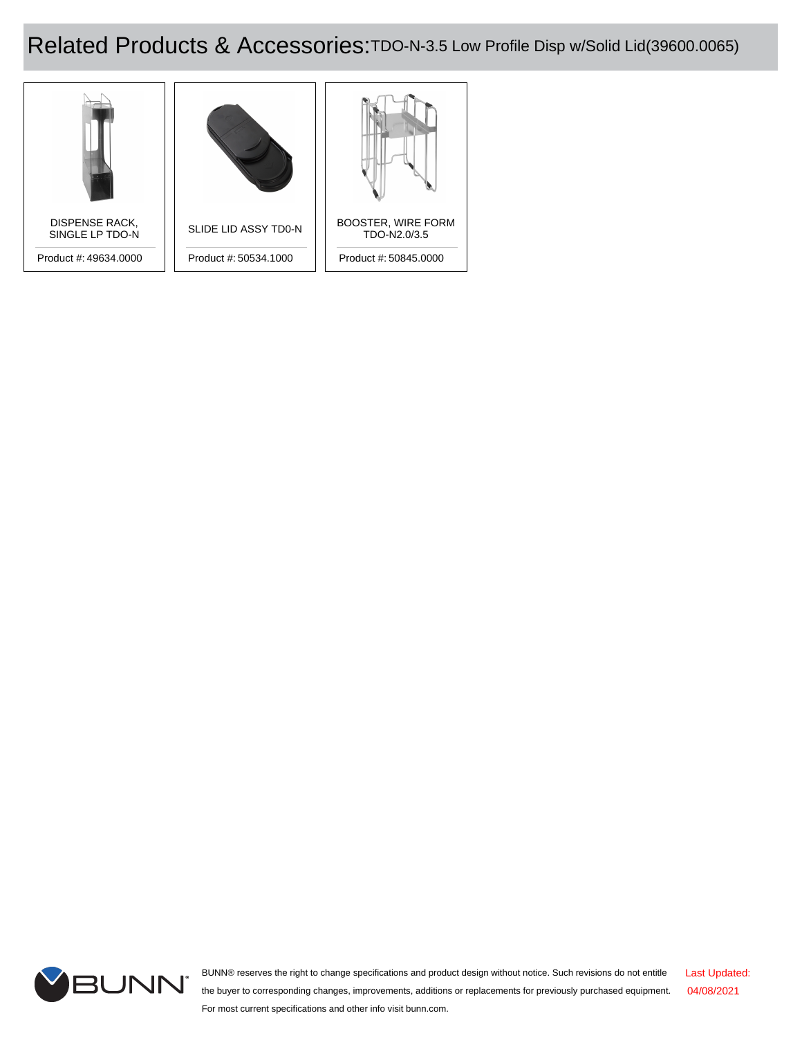# Related Products & Accessories: TDO-N-3.5 Low Profile Disp w/Solid Lid(39600.0065)

| DISPENSE RACK, SINGLE LP TDO-N | SLIDE LID ASSY TD0-N | BOOSTER, WIRE FORM TDO-N2.0/3.5 |
| --- | --- | --- |
| Product #: 49634.0000 | Product #: 50534.1000 | Product #: 50845.0000 |

BUNN® reserves the right to change specifications and product design without notice. Such revisions do not entitle the buyer to corresponding changes, improvements, additions or replacements for previously purchased equipment. For most current specifications and other info visit bunn.com.

Last Updated: 04/08/2021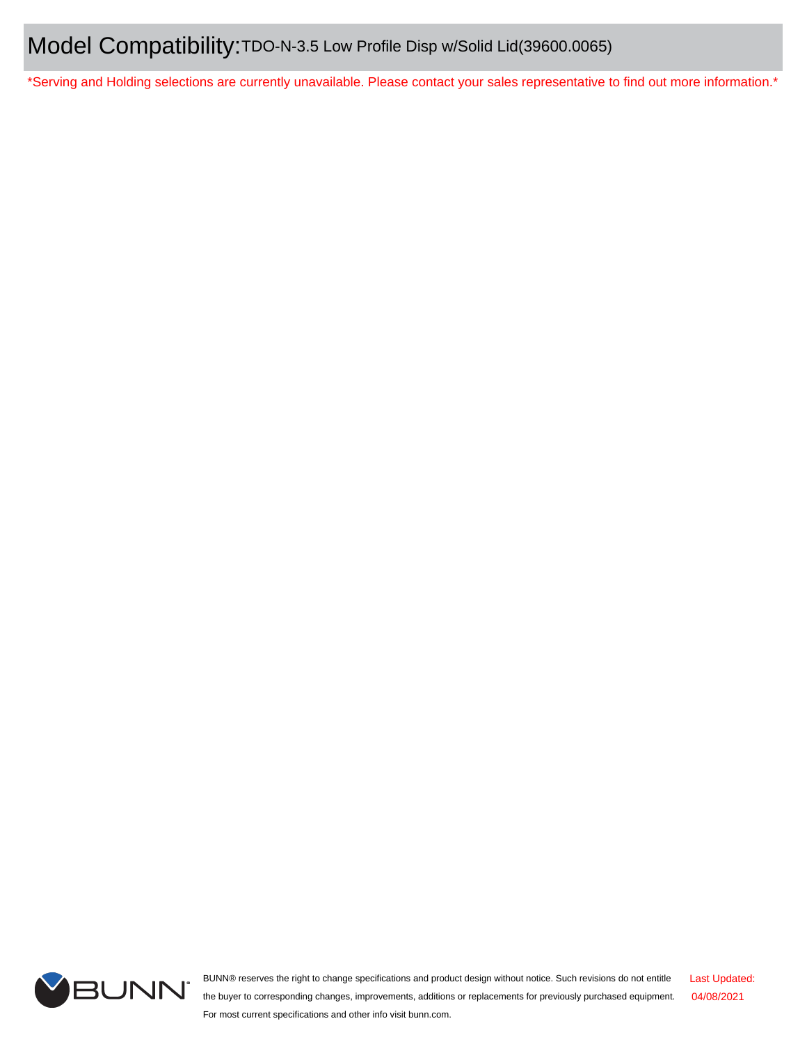# Model Compatibility: TDO-N-3.5 Low Profile Disp w/Solid Lid(39600.0065)

*Serving and Holding selections are currently unavailable. Please contact your sales representative to find out more information.*

BUNN® reserves the right to change specifications and product design without notice. Such revisions do not entitle the buyer to corresponding changes, improvements, additions or replacements for previously purchased equipment. For most current specifications and other info visit bunn.com.

Last Updated: 04/08/2021